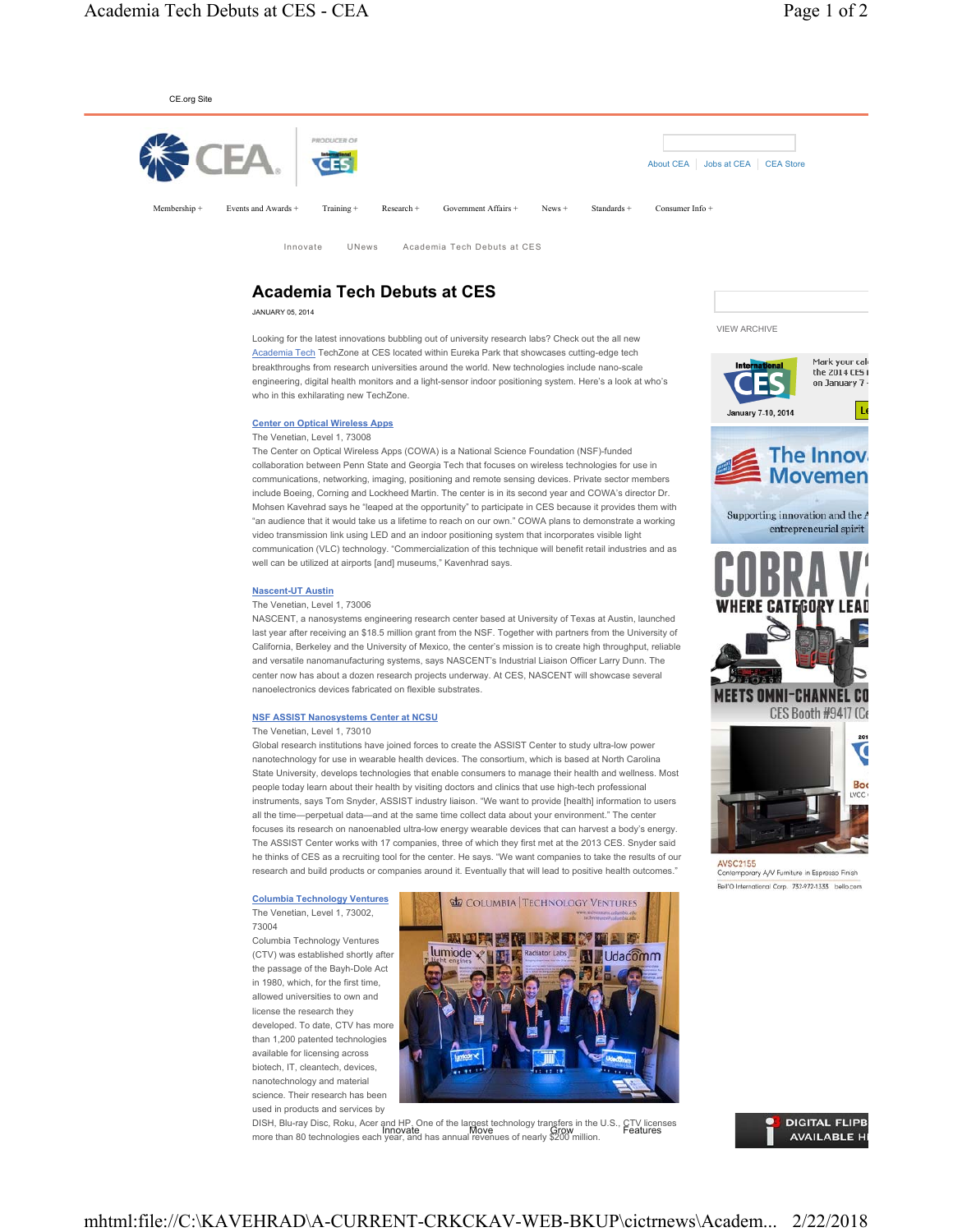CE.org Site

About CEA | Jobs at CEA | CEA Store

Membership + Events and Awards + Training + Research + Government Affairs + News + Standards + Consumer Info +

Innovate UNews Academia Tech Debuts at CES

# Academia Tech Debuts at CES

JANUARY 05, 2014

Looking for the latest innovations bubbling out of university research labs? Check out the all new Academia Tech TechZone at CES located within Eureka Park that showcases cutting-edge tech breakthroughs from research universities around the world. New technologies include nano-scale engineering, digital health monitors and a light-sensor indoor positioning system. Here's a look at who's who in this exhilarating new TechZone.

### Center on Optical Wireless Apps

The Venetian, Level 1, 73008

The Center on Optical Wireless Apps (COWA) is a National Science Foundation (NSF)-funded collaboration between Penn State and Georgia Tech that focuses on wireless technologies for use in communications, networking, imaging, positioning and remote sensing devices. Private sector members include Boeing, Corning and Lockheed Martin. The center is in its second year and COWA's director Dr. Mohsen Kavehrad says he "leaped at the opportunity" to participate in CES because it provides them with "an audience that it would take us a lifetime to reach on our own." COWA plans to demonstrate a working video transmission link using LED and an indoor positioning system that incorporates visible light communication (VLC) technology. "Commercialization of this technique will benefit retail industries and as well can be utilized at airports [and] museums," Kavenhrad says.

### Nascent-UT Austin

The Venetian, Level 1, 73006

NASCENT, a nanosystems engineering research center based at University of Texas at Austin, launched last year after receiving an $18.5 million grant from the NSF. Together with partners from the University of California, Berkeley and the University of Mexico, the center's mission is to create high throughput, reliable and versatile nanomanufacturing systems, says NASCENT's Industrial Liaison Officer Larry Dunn. The center now has about a dozen research projects underway. At CES, NASCENT will showcase several nanoelectronics devices fabricated on flexible substrates.

### NSF ASSIST Nanosystems Center at NCSU

The Venetian, Level 1, 73010

Global research institutions have joined forces to create the ASSIST Center to study ultra-low power nanotechnology for use in wearable health devices. The consortium, which is based at North Carolina State University, develops technologies that enable consumers to manage their health and wellness. Most people today learn about their health by visiting doctors and clinics that use high-tech professional instruments, says Tom Snyder, ASSIST industry liaison. "We want to provide [health] information to users all the time—perpetual data—and at the same time collect data about your environment." The center focuses its research on nanoenabled ultra-low energy wearable devices that can harvest a body's energy. The ASSIST Center works with 17 companies, three of which they first met at the 2013 CES. Snyder said he thinks of CES as a recruiting tool for the center. He says. "We want companies to take the results of our research and build products or companies around it. Eventually that will lead to positive health outcomes."

### Columbia Technology Ventures

The Venetian, Level 1, 73002, 73004

Columbia Technology Ventures (CTV) was established shortly after the passage of the Bayh-Dole Act in 1980, which, for the first time, allowed universities to own and license the research they developed. To date, CTV has more than 1,200 patented technologies available for licensing across biotech, IT, cleantech, devices, nanotechnology and material science. Their research has been used in products and services by DISH, Blu-ray Disc, Roku, Acer and HP. One of the largest technology transfers in the U.S., CTV licenses more than 80 technologies each year, and has annual revenues of nearly $200 million.

Innovate Move Grow Features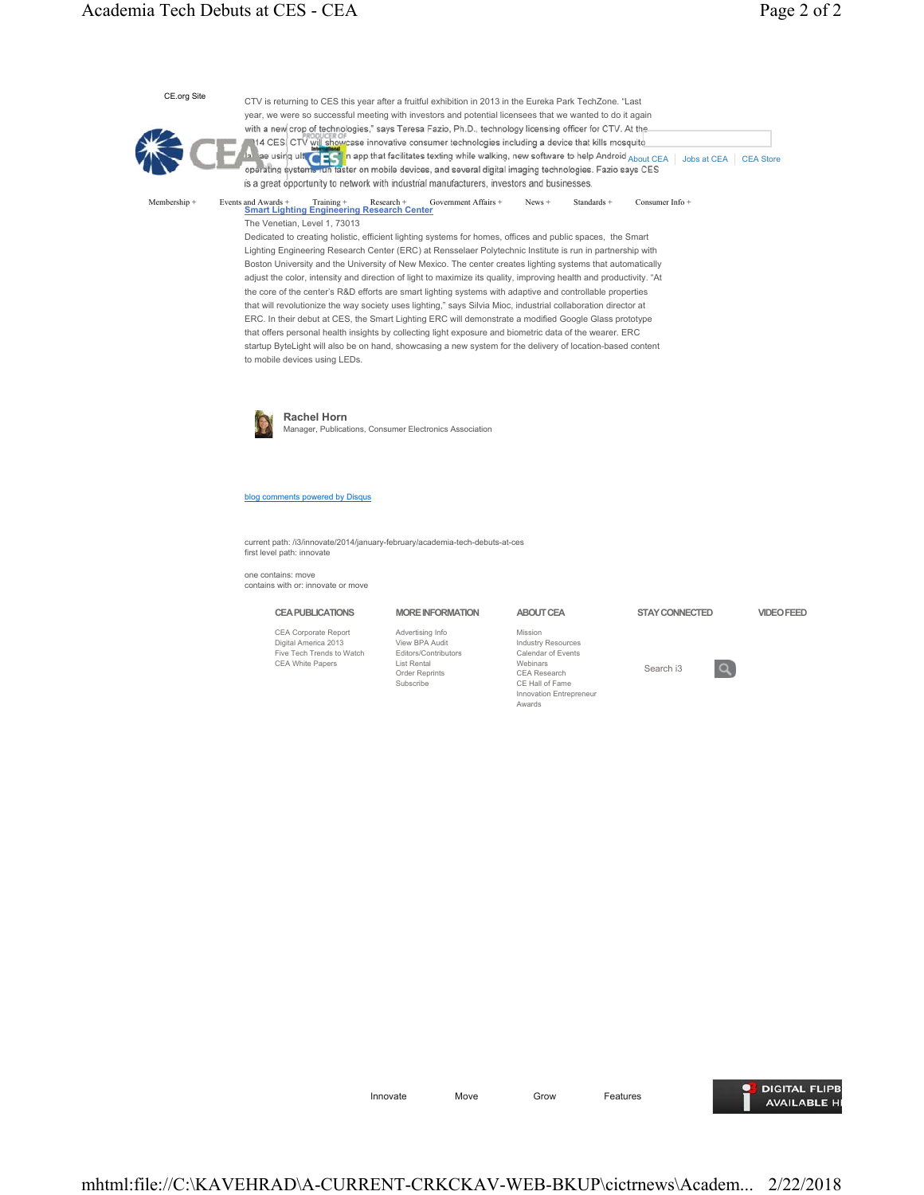CE.org Site

CTV is returning to CES this year after a fruitful exhibition in 2013 in the Eureka Park TechZone. "Last year, we were so successful meeting with investors and potential licensees that we wanted to do it again with a new crop of technologies," says Teresa Fazio, Ph.D., technology licensing officer for CTV. At the 2014 CES, CTV will showcase innovative consumer technologies including a device that kills mosquito larvae using ult... an app that facilitates texting while walking, new software to help Android operating systems run faster on mobile devices, and several digital imaging technologies. Fazio says CES is a great opportunity to network with industrial manufacturers, investors and businesses.

About CEA | Jobs at CEA | CEA Store

Membership + Events and Awards + Training + Research + Government Affairs + News + Standards + Consumer Info +

**Smart Lighting Engineering Research Center**

The Venetian, Level 1, 73013

Dedicated to creating holistic, efficient lighting systems for homes, offices and public spaces, the Smart Lighting Engineering Research Center (ERC) at Rensselaer Polytechnic Institute is run in partnership with Boston University and the University of New Mexico. The center creates lighting systems that automatically adjust the color, intensity and direction of light to maximize its quality, improving health and productivity. "At the core of the center's R&D efforts are smart lighting systems with adaptive and controllable properties that will revolutionize the way society uses lighting," says Silvia Mioc, industrial collaboration director at ERC. In their debut at CES, the Smart Lighting ERC will demonstrate a modified Google Glass prototype that offers personal health insights by collecting light exposure and biometric data of the wearer. ERC startup ByteLight will also be on hand, showcasing a new system for the delivery of location-based content to mobile devices using LEDs.

**Rachel Horn**
Manager, Publications, Consumer Electronics Association

blog comments powered by Disqus

current path: /i3/innovate/2014/january-february/academia-tech-debuts-at-ces
first level path: innovate

one contains: move
contains with or: innovate or move

**CEA PUBLICATIONS**
CEA Corporate Report
Digital America 2013
Five Tech Trends to Watch
CEA White Papers

**MORE INFORMATION**
Advertising Info
View BPA Audit
Editors/Contributors
List Rental
Order Reprints
Subscribe

**ABOUT CEA**
Mission
Industry Resources
Calendar of Events
Webinars
CEA Research
CE Hall of Fame
Innovation Entrepreneur Awards

**STAY CONNECTED**
Search i3

**VIDEO FEED**

Innovate Move Grow Features

DIGITAL FLIPB... AVAILABLE H...